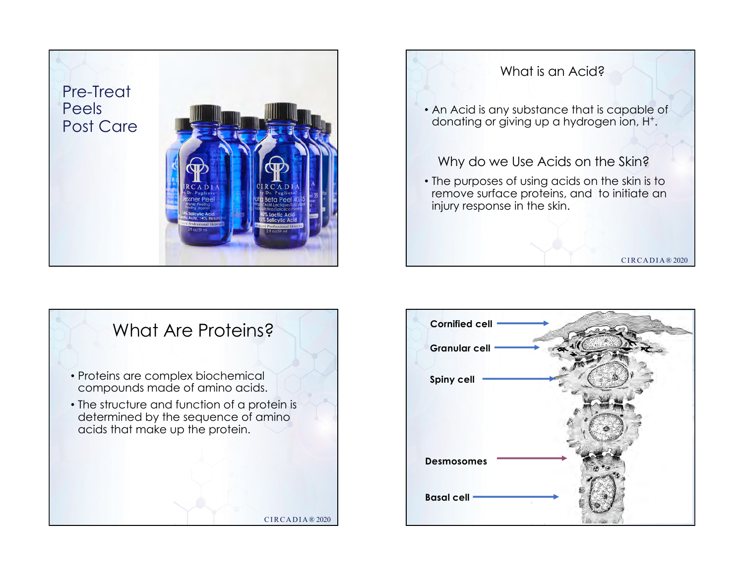# Pre-Treat
# Peels
# Post Care

## What is an Acid?

- An Acid is any substance that is capable of donating or giving up a hydrogen ion, $H^+$.

## Why do we Use Acids on the Skin?

- The purposes of using acids on the skin is to remove surface proteins, and to initiate an injury response in the skin.

## What Are Proteins?

- Proteins are complex biochemical compounds made of amino acids.
- The structure and function of a protein is determined by the sequence of amino acids that make up the protein.

Cornified cell

Granular cell

Spiny cell

Desmosomes

Basal cell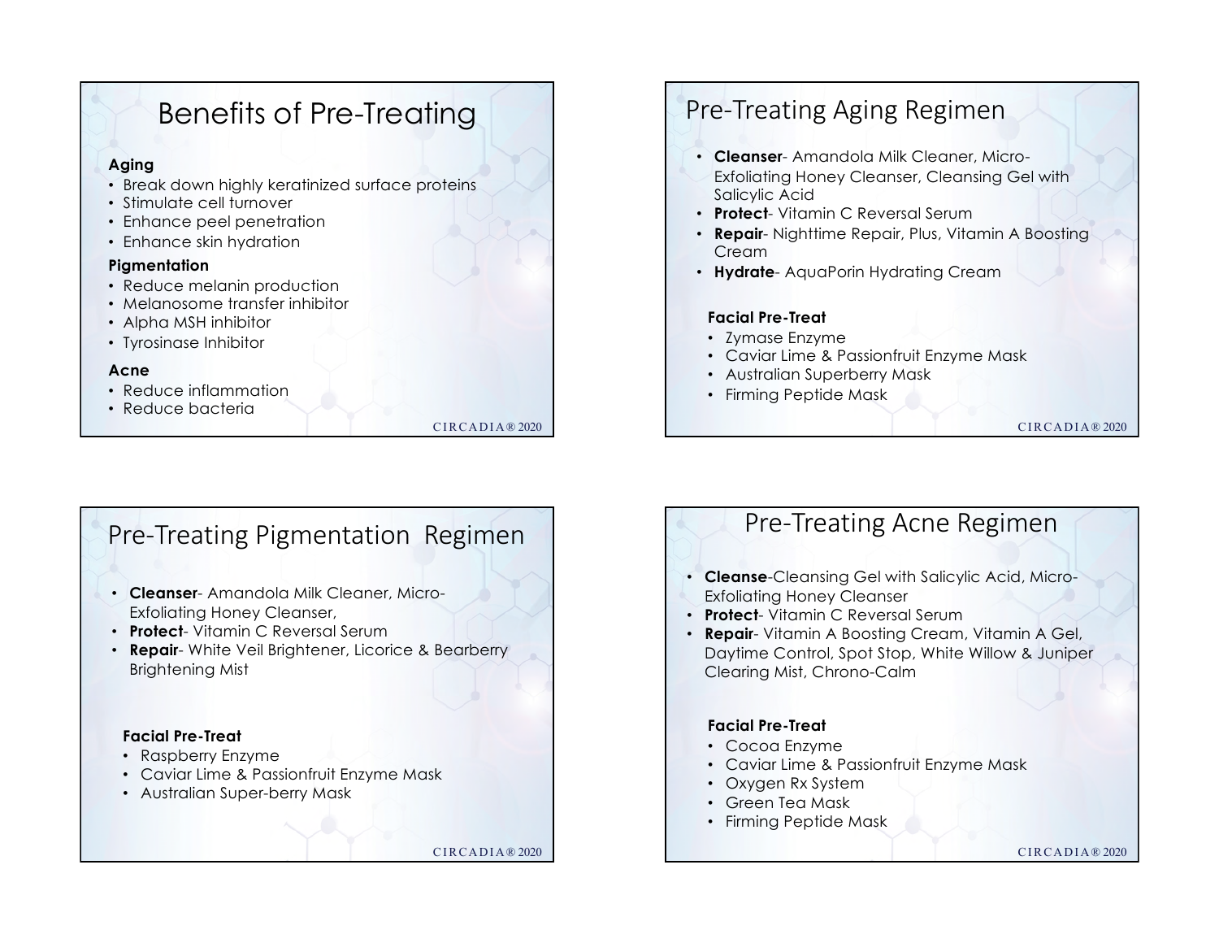## Benefits of Pre-Treating

**Aging**

- Break down highly keratinized surface proteins
- Stimulate cell turnover
- Enhance peel penetration
- Enhance skin hydration

**Pigmentation**

- Reduce melanin production
- Melanosome transfer inhibitor
- Alpha MSH inhibitor
- Tyrosinase Inhibitor

**Acne**

- Reduce inflammation
- Reduce bacteria

## Pre-Treating Aging Regimen

- **Cleanser**- Amandola Milk Cleaner, Micro-Exfoliating Honey Cleanser, Cleansing Gel with Salicylic Acid
- **Protect**- Vitamin C Reversal Serum
- **Repair**- Nighttime Repair, Plus, Vitamin A Boosting Cream
- **Hydrate**- AquaPorin Hydrating Cream

**Facial Pre-Treat**

- Zymase Enzyme
- Caviar Lime & Passionfruit Enzyme Mask
- Australian Superberry Mask
- Firming Peptide Mask

## Pre-Treating Pigmentation Regimen

- **Cleanser**- Amandola Milk Cleaner, Micro-Exfoliating Honey Cleanser,
- **Protect**- Vitamin C Reversal Serum
- **Repair**- White Veil Brightener, Licorice & Bearberry Brightening Mist

**Facial Pre-Treat**

- Raspberry Enzyme
- Caviar Lime & Passionfruit Enzyme Mask
- Australian Super-berry Mask

## Pre-Treating Acne Regimen

- **Cleanse**-Cleansing Gel with Salicylic Acid, Micro-Exfoliating Honey Cleanser
- **Protect**- Vitamin C Reversal Serum
- **Repair**- Vitamin A Boosting Cream, Vitamin A Gel, Daytime Control, Spot Stop, White Willow & Juniper Clearing Mist, Chrono-Calm

**Facial Pre-Treat**

- Cocoa Enzyme
- Caviar Lime & Passionfruit Enzyme Mask
- Oxygen Rx System
- Green Tea Mask
- Firming Peptide Mask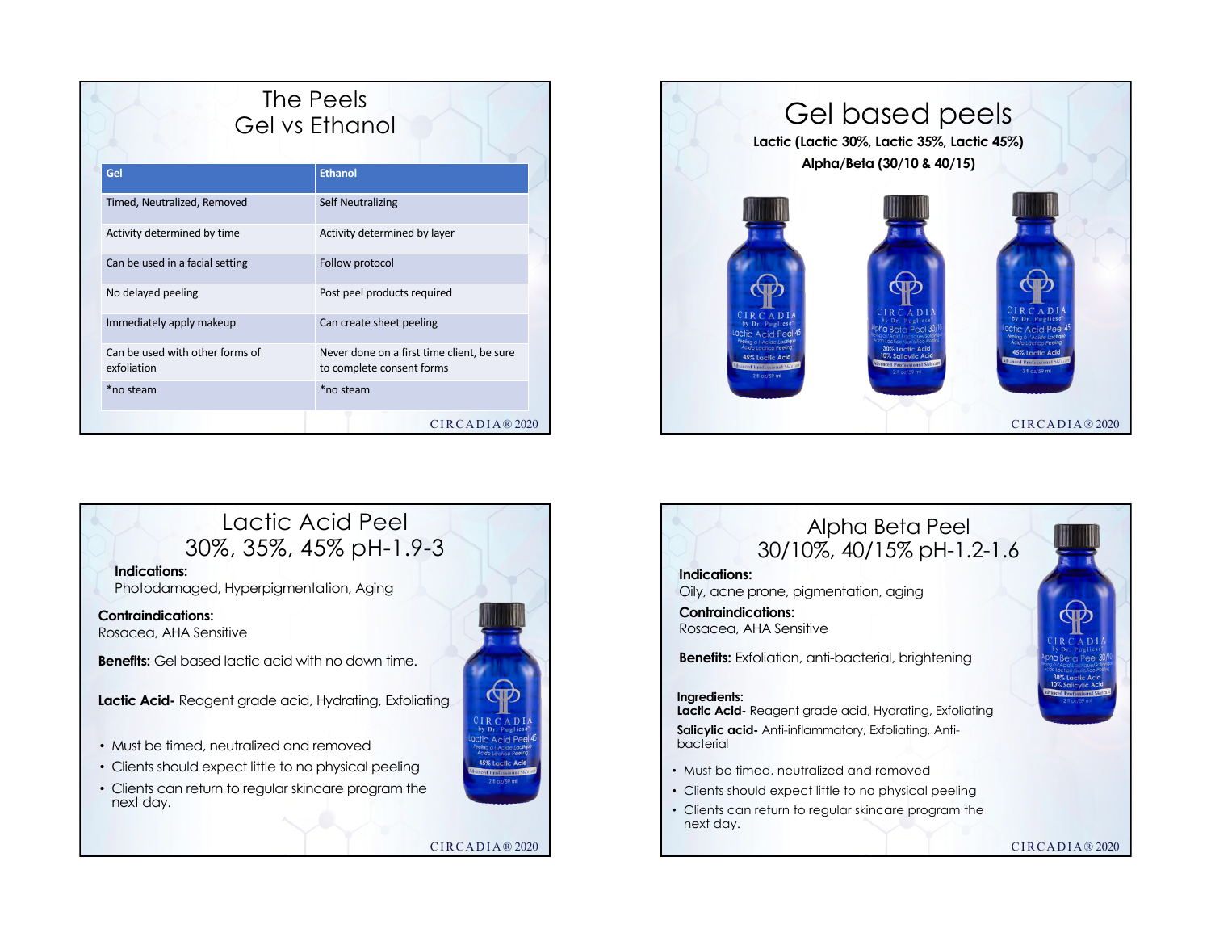# The Peels
## Gel vs Ethanol

| Gel | Ethanol |
|---|---|
| Timed, Neutralized, Removed | Self Neutralizing |
| Activity determined by time | Activity determined by layer |
| Can be used in a facial setting | Follow protocol |
| No delayed peeling | Post peel products required |
| Immediately apply makeup | Can create sheet peeling |
| Can be used with other forms of exfoliation | Never done on a first time client, be sure to complete consent forms |
| *no steam | *no steam |

CIRCADIA® 2020

# Gel based peels

**Lactic (Lactic 30%, Lactic 35%, Lactic 45%)**

**Alpha/Beta (30/10 & 40/15)**

CIRCADIA® 2020

# Lactic Acid Peel
## 30%, 35%, 45% pH-1.9-3

**Indications:**
Photodamaged, Hyperpigmentation, Aging

**Contraindications:**
Rosacea, AHA Sensitive

**Benefits:** Gel based lactic acid with no down time.

**Lactic Acid-** Reagent grade acid, Hydrating, Exfoliating

- Must be timed, neutralized and removed
- Clients should expect little to no physical peeling
- Clients can return to regular skincare program the next day.

CIRCADIA® 2020

# Alpha Beta Peel
## 30/10%, 40/15% pH-1.2-1.6

**Indications:**
Oily, acne prone, pigmentation, aging

**Contraindications:**
Rosacea, AHA Sensitive

**Benefits:** Exfoliation, anti-bacterial, brightening

**Ingredients:**
**Lactic Acid-** Reagent grade acid, Hydrating, Exfoliating
**Salicylic acid-** Anti-inflammatory, Exfoliating, Anti-bacterial

- Must be timed, neutralized and removed
- Clients should expect little to no physical peeling
- Clients can return to regular skincare program the next day.

CIRCADIA® 2020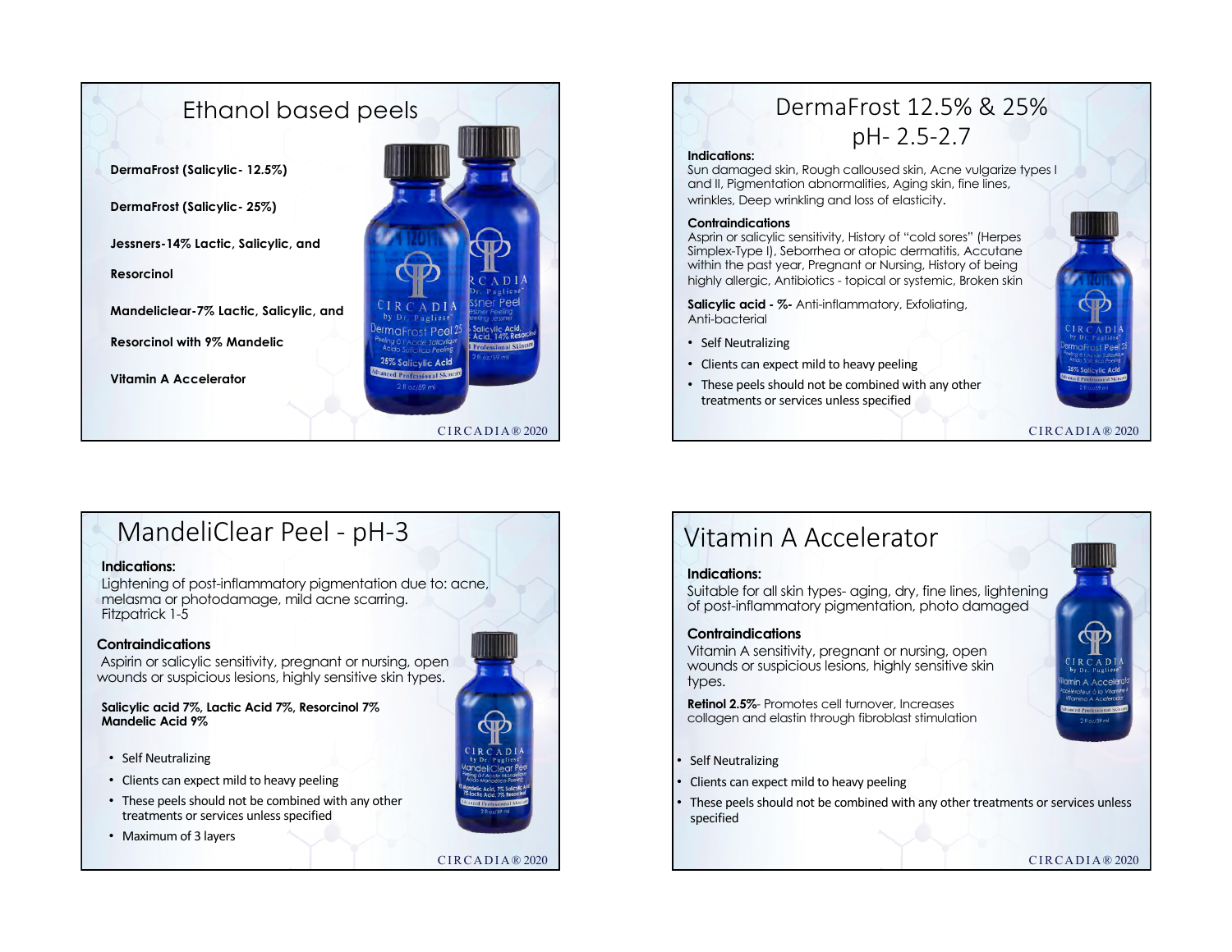## Ethanol based peels

**DermaFrost (Salicylic- 12.5%)**

**DermaFrost (Salicylic- 25%)**

**Jessners-14% Lactic, Salicylic, and**

**Resorcinol**

**Mandeliclear-7% Lactic, Salicylic, and**

**Resorcinol with 9% Mandelic**

**Vitamin A Accelerator**

## DermaFrost 12.5% & 25% pH- 2.5-2.7

**Indications:**
Sun damaged skin, Rough calloused skin, Acne vulgarize types I and II, Pigmentation abnormalities, Aging skin, fine lines, wrinkles, Deep wrinkling and loss of elasticity.

**Contraindications**
Asprin or salicylic sensitivity, History of "cold sores" (Herpes Simplex-Type I), Seborrhea or atopic dermatitis, Accutane within the past year, Pregnant or Nursing, History of being highly allergic, Antibiotics - topical or systemic, Broken skin

**Salicylic acid - %-** Anti-inflammatory, Exfoliating, Anti-bacterial

- Self Neutralizing
- Clients can expect mild to heavy peeling
- These peels should not be combined with any other treatments or services unless specified

## MandeliClear Peel - pH-3

**Indications:**
Lightening of post-inflammatory pigmentation due to: acne, melasma or photodamage, mild acne scarring. Fitzpatrick 1-5

**Contraindications**
Aspirin or salicylic sensitivity, pregnant or nursing, open wounds or suspicious lesions, highly sensitive skin types.

**Salicylic acid 7%, Lactic Acid 7%, Resorcinol 7% Mandelic Acid 9%**

- Self Neutralizing
- Clients can expect mild to heavy peeling
- These peels should not be combined with any other treatments or services unless specified
- Maximum of 3 layers

## Vitamin A Accelerator

**Indications:**
Suitable for all skin types- aging, dry, fine lines, lightening of post-inflammatory pigmentation, photo damaged

**Contraindications**
Vitamin A sensitivity, pregnant or nursing, open wounds or suspicious lesions, highly sensitive skin types.

**Retinol 2.5%**- Promotes cell turnover, Increases collagen and elastin through fibroblast stimulation

- Self Neutralizing
- Clients can expect mild to heavy peeling
- These peels should not be combined with any other treatments or services unless specified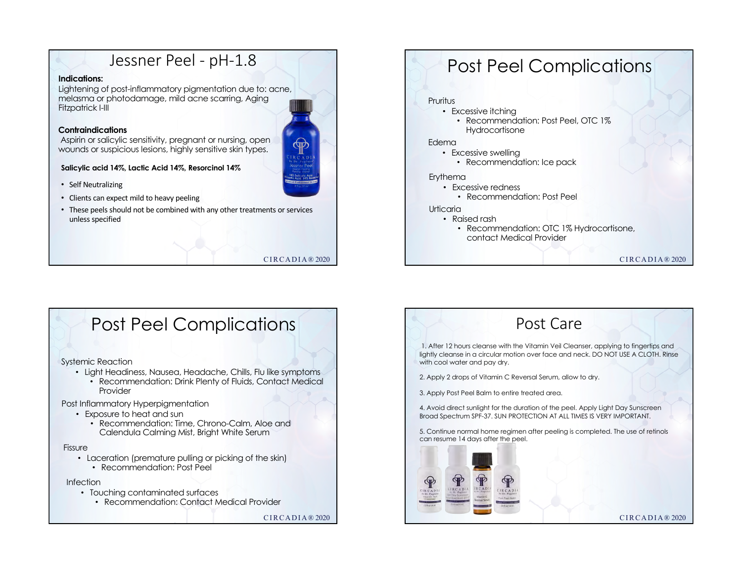# Jessner Peel - pH-1.8

**Indications:**

Lightening of post-inflammatory pigmentation due to: acne, melasma or photodamage, mild acne scarring, Aging Fitzpatrick I-III

**Contraindications**

Aspirin or salicylic sensitivity, pregnant or nursing, open wounds or suspicious lesions, highly sensitive skin types.

**Salicylic acid 14%, Lactic Acid 14%, Resorcinol 14%**

- Self Neutralizing
- Clients can expect mild to heavy peeling
- These peels should not be combined with any other treatments or services unless specified

# Post Peel Complications

Pruritus

- Excessive itching
  - Recommendation: Post Peel, OTC 1% Hydrocortisone

Edema

- Excessive swelling
  - Recommendation: Ice pack

Erythema

- Excessive redness
  - Recommendation: Post Peel

Urticaria

- Raised rash
  - Recommendation: OTC 1% Hydrocortisone, contact Medical Provider

# Post Peel Complications

Systemic Reaction

- Light Headiness, Nausea, Headache, Chills, Flu like symptoms
  - Recommendation: Drink Plenty of Fluids, Contact Medical Provider

Post Inflammatory Hyperpigmentation

- Exposure to heat and sun
  - Recommendation: Time, Chrono-Calm, Aloe and Calendula Calming Mist, Bright White Serum

Fissure

- Laceration (premature pulling or picking of the skin)
  - Recommendation: Post Peel

Infection

- Touching contaminated surfaces
  - Recommendation: Contact Medical Provider

# Post Care

1. After 12 hours cleanse with the Vitamin Veil Cleanser, applying to fingertips and lightly cleanse in a circular motion over face and neck. DO NOT USE A CLOTH. Rinse with cool water and pay dry.

2. Apply 2 drops of Vitamin C Reversal Serum, allow to dry.

3. Apply Post Peel Balm to entire treated area.

4. Avoid direct sunlight for the duration of the peel. Apply Light Day Sunscreen Broad Spectrum SPF-37. SUN PROTECTION AT ALL TIMES IS VERY IMPORTANT.

5. Continue normal home regimen after peeling is completed. The use of retinols can resume 14 days after the peel.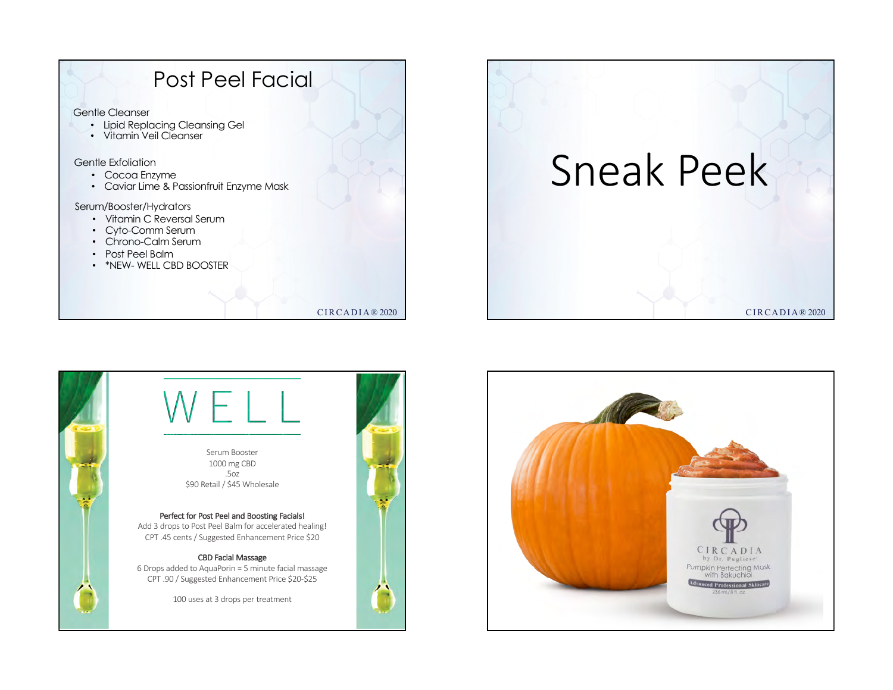# Post Peel Facial

Gentle Cleanser

- Lipid Replacing Cleansing Gel
- Vitamin Veil Cleanser

Gentle Exfoliation

- Cocoa Enzyme
- Caviar Lime & Passionfruit Enzyme Mask

Serum/Booster/Hydrators

- Vitamin C Reversal Serum
- Cyto-Comm Serum
- Chrono-Calm Serum
- Post Peel Balm
- *NEW- WELL CBD BOOSTER

# Sneak Peek

# WELL

Serum Booster
1000 mg CBD
.5oz
$90 Retail / $45 Wholesale

**Perfect for Post Peel and Boosting Facials!**
Add 3 drops to Post Peel Balm for accelerated healing!
CPT .45 cents / Suggested Enhancement Price $20

**CBD Facial Massage**
6 Drops added to AquaPorin = 5 minute facial massage
CPT .90 / Suggested Enhancement Price $20-$25

100 uses at 3 drops per treatment

CIRCADIA by Dr. Pugliese
Pumpkin Perfecting Mask with Bakuchiol
Advanced Professional Skincare
236 ml / 8 fl. oz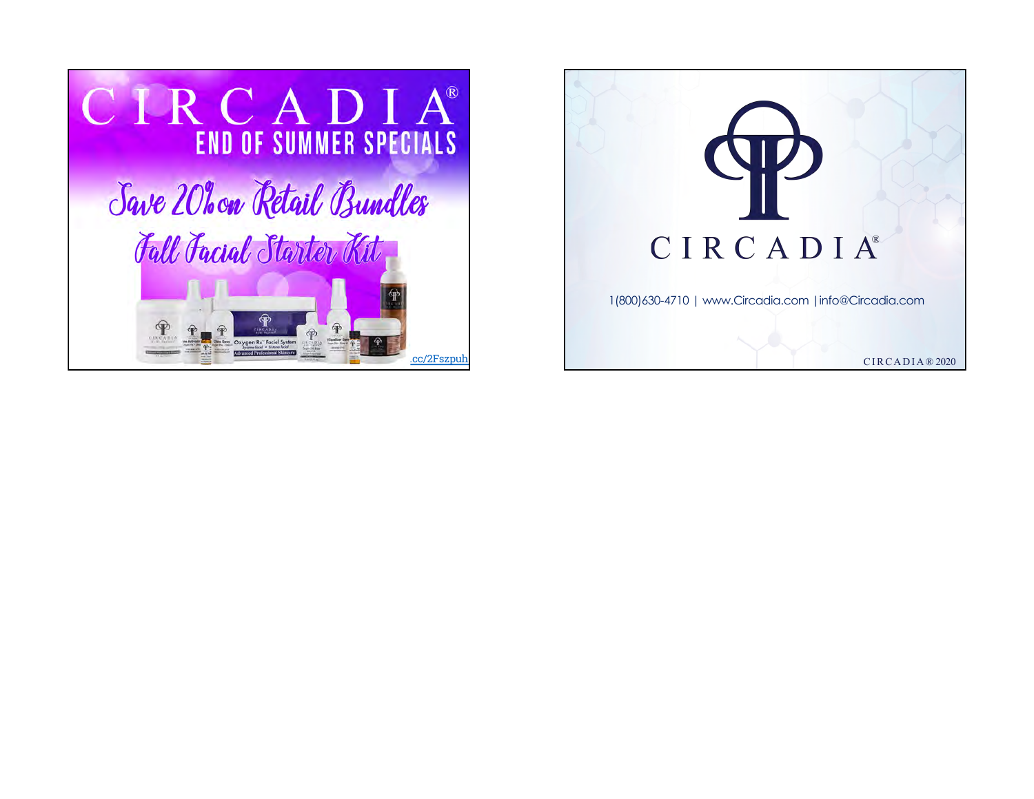CIRCADIA®

END OF SUMMER SPECIALS

Save 20% on Retail Bundles

Fall Facial Starter Kit

.cc/2Fszpuh

CIRCADIA®

1(800)630-4710 | www.Circadia.com | info@Circadia.com

CIRCADIA® 2020